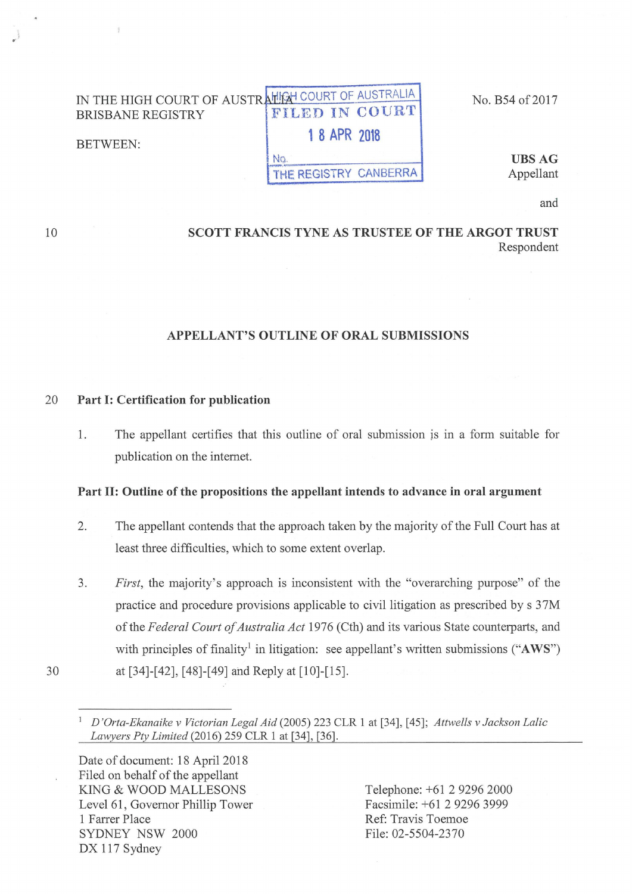IN THE HIGH COURT OF AUSTRALIA
BRISBANE REGISTRY

No. B54 of 2017

HIGH COURT OF AUSTRALIA
FILED IN COURT
18 APR 2018
No.
THE REGISTRY CANBERRA

BETWEEN:

**UBS AG**
Appellant

and

**SCOTT FRANCIS TYNE AS TRUSTEE OF THE ARGOT TRUST**
Respondent

## APPELLANT'S OUTLINE OF ORAL SUBMISSIONS

### Part I: Certification for publication

1. The appellant certifies that this outline of oral submission is in a form suitable for publication on the internet.

### Part II: Outline of the propositions the appellant intends to advance in oral argument

2. The appellant contends that the approach taken by the majority of the Full Court has at least three difficulties, which to some extent overlap.

3. *First*, the majority's approach is inconsistent with the "overarching purpose" of the practice and procedure provisions applicable to civil litigation as prescribed by s 37M of the *Federal Court of Australia Act* 1976 (Cth) and its various State counterparts, and with principles of finality[1] in litigation: see appellant's written submissions ("**AWS**") at [34]-[42], [48]-[49] and Reply at [10]-[15].

[1] *D'Orta-Ekanaike v Victorian Legal Aid* (2005) 223 CLR 1 at [34], [45]; *Attwells v Jackson Lalic Lawyers Pty Limited* (2016) 259 CLR 1 at [34], [36].

Date of document: 18 April 2018
Filed on behalf of the appellant
KING & WOOD MALLESONS
Level 61, Governor Phillip Tower
1 Farrer Place
SYDNEY NSW 2000
DX 117 Sydney

Telephone: +61 2 9296 2000
Facsimile: +61 2 9296 3999
Ref: Travis Toemoe
File: 02-5504-2370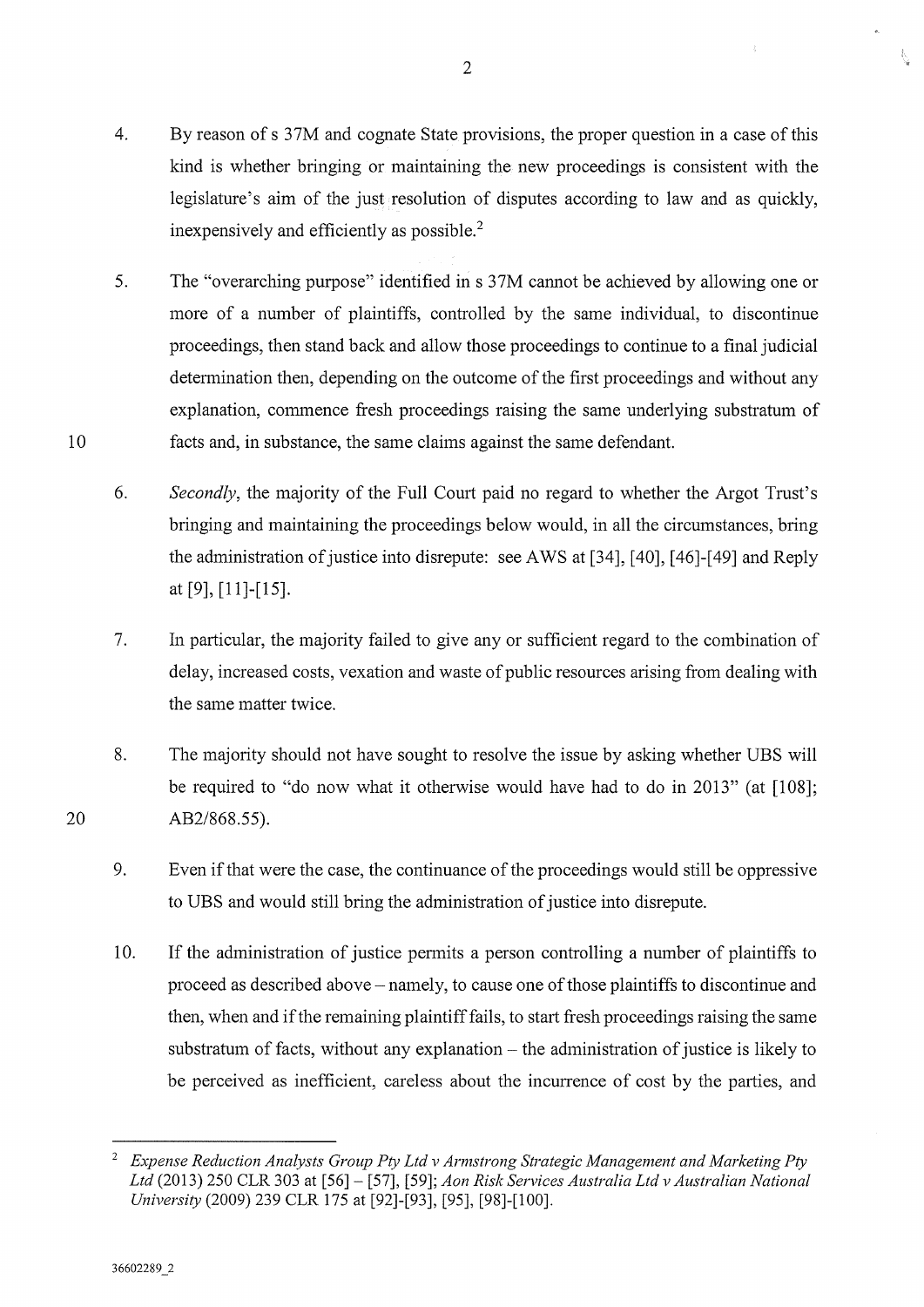4. By reason of s 37M and cognate State provisions, the proper question in a case of this kind is whether bringing or maintaining the new proceedings is consistent with the legislature's aim of the just resolution of disputes according to law and as quickly, inexpensively and efficiently as possible.[2]

5. The "overarching purpose" identified in s 37M cannot be achieved by allowing one or more of a number of plaintiffs, controlled by the same individual, to discontinue proceedings, then stand back and allow those proceedings to continue to a final judicial determination then, depending on the outcome of the first proceedings and without any explanation, commence fresh proceedings raising the same underlying substratum of facts and, in substance, the same claims against the same defendant.

6. *Secondly*, the majority of the Full Court paid no regard to whether the Argot Trust's bringing and maintaining the proceedings below would, in all the circumstances, bring the administration of justice into disrepute: see AWS at [34], [40], [46]-[49] and Reply at [9], [11]-[15].

7. In particular, the majority failed to give any or sufficient regard to the combination of delay, increased costs, vexation and waste of public resources arising from dealing with the same matter twice.

8. The majority should not have sought to resolve the issue by asking whether UBS will be required to "do now what it otherwise would have had to do in 2013" (at [108]; AB2/868.55).

9. Even if that were the case, the continuance of the proceedings would still be oppressive to UBS and would still bring the administration of justice into disrepute.

10. If the administration of justice permits a person controlling a number of plaintiffs to proceed as described above – namely, to cause one of those plaintiffs to discontinue and then, when and if the remaining plaintiff fails, to start fresh proceedings raising the same substratum of facts, without any explanation – the administration of justice is likely to be perceived as inefficient, careless about the incurrence of cost by the parties, and

---

[2] *Expense Reduction Analysts Group Pty Ltd v Armstrong Strategic Management and Marketing Pty Ltd* (2013) 250 CLR 303 at [56] – [57], [59]; *Aon Risk Services Australia Ltd v Australian National University* (2009) 239 CLR 175 at [92]-[93], [95], [98]-[100].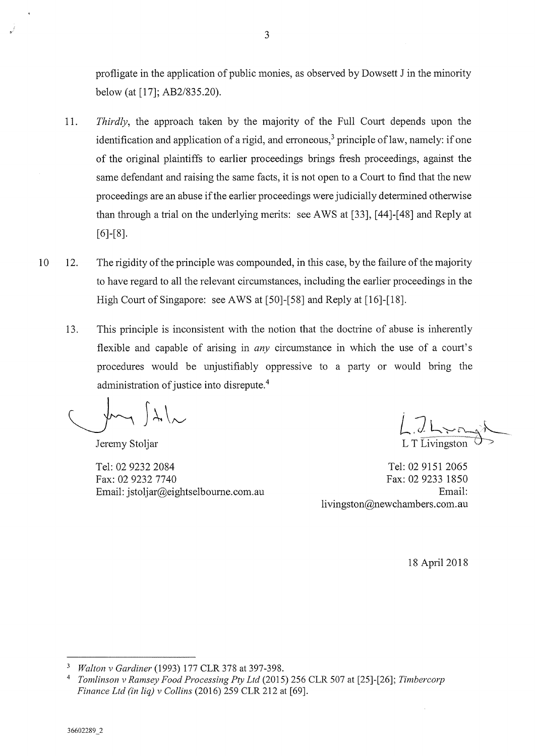profligate in the application of public monies, as observed by Dowsett J in the minority below (at [17]; AB2/835.20).

11. *Thirdly*, the approach taken by the majority of the Full Court depends upon the identification and application of a rigid, and erroneous,[3] principle of law, namely: if one of the original plaintiffs to earlier proceedings brings fresh proceedings, against the same defendant and raising the same facts, it is not open to a Court to find that the new proceedings are an abuse if the earlier proceedings were judicially determined otherwise than through a trial on the underlying merits: see AWS at [33], [44]-[48] and Reply at [6]-[8].

12. The rigidity of the principle was compounded, in this case, by the failure of the majority to have regard to all the relevant circumstances, including the earlier proceedings in the High Court of Singapore: see AWS at [50]-[58] and Reply at [16]-[18].

13. This principle is inconsistent with the notion that the doctrine of abuse is inherently flexible and capable of arising in *any* circumstance in which the use of a court's procedures would be unjustifiably oppressive to a party or would bring the administration of justice into disrepute.[4]

Jeremy Stoljar

Tel: 02 9232 2084
Fax: 02 9232 7740
Email: jstoljar@eightselbourne.com.au

L T Livingston

Tel: 02 9151 2065
Fax: 02 9233 1850
Email: livingston@newchambers.com.au

18 April 2018

---

[3] *Walton v Gardiner* (1993) 177 CLR 378 at 397-398.

[4] *Tomlinson v Ramsey Food Processing Pty Ltd* (2015) 256 CLR 507 at [25]-[26]; *Timbercorp Finance Ltd (in liq) v Collins* (2016) 259 CLR 212 at [69].